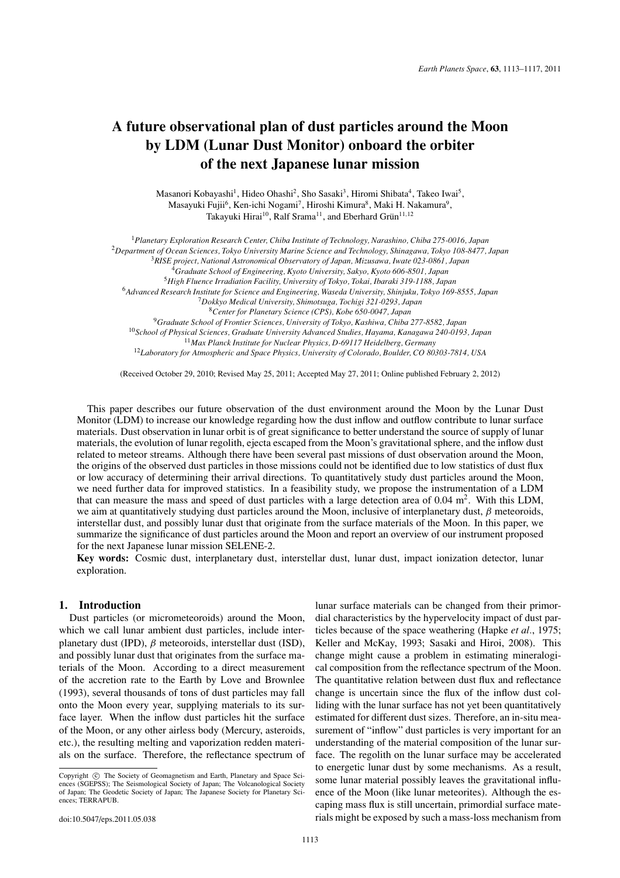# A future observational plan of dust particles around the Moon by LDM (Lunar Dust Monitor) onboard the orbiter of the next Japanese lunar mission

Masanori Kobayashi[1], Hideo Ohashi[2], Sho Sasaki[3], Hiromi Shibata[4], Takeo Iwai[5], Masayuki Fujii[6], Ken-ichi Nogami[7], Hiroshi Kimura[8], Maki H. Nakamura[9], Takayuki Hirai[10], Ralf Srama[11], and Eberhard Grün[11,12]

[1]*Planetary Exploration Research Center, Chiba Institute of Technology, Narashino, Chiba 275-0016, Japan*
[2]*Department of Ocean Sciences, Tokyo University Marine Science and Technology, Shinagawa, Tokyo 108-8477, Japan*
[3]*RISE project, National Astronomical Observatory of Japan, Mizusawa, Iwate 023-0861, Japan*
[4]*Graduate School of Engineering, Kyoto University, Sakyo, Kyoto 606-8501, Japan*
[5]*High Fluence Irradiation Facility, University of Tokyo, Tokai, Ibaraki 319-1188, Japan*
[6]*Advanced Research Institute for Science and Engineering, Waseda University, Shinjuku, Tokyo 169-8555, Japan*
[7]*Dokkyo Medical University, Shimotsuga, Tochigi 321-0293, Japan*
[8]*Center for Planetary Science (CPS), Kobe 650-0047, Japan*
[9]*Graduate School of Frontier Sciences, University of Tokyo, Kashiwa, Chiba 277-8582, Japan*
[10]*School of Physical Sciences, Graduate University Advanced Studies, Hayama, Kanagawa 240-0193, Japan*
[11]*Max Planck Institute for Nuclear Physics, D-69117 Heidelberg, Germany*
[12]*Laboratory for Atmospheric and Space Physics, University of Colorado, Boulder, CO 80303-7814, USA*

(Received October 29, 2010; Revised May 25, 2011; Accepted May 27, 2011; Online published February 2, 2012)

This paper describes our future observation of the dust environment around the Moon by the Lunar Dust Monitor (LDM) to increase our knowledge regarding how the dust inflow and outflow contribute to lunar surface materials. Dust observation in lunar orbit is of great significance to better understand the source of supply of lunar materials, the evolution of lunar regolith, ejecta escaped from the Moon's gravitational sphere, and the inflow dust related to meteor streams. Although there have been several past missions of dust observation around the Moon, the origins of the observed dust particles in those missions could not be identified due to low statistics of dust flux or low accuracy of determining their arrival directions. To quantitatively study dust particles around the Moon, we need further data for improved statistics. In a feasibility study, we propose the instrumentation of a LDM that can measure the mass and speed of dust particles with a large detection area of 0.04 m$^2$. With this LDM, we aim at quantitatively studying dust particles around the Moon, inclusive of interplanetary dust, $\beta$ meteoroids, interstellar dust, and possibly lunar dust that originate from the surface materials of the Moon. In this paper, we summarize the significance of dust particles around the Moon and report an overview of our instrument proposed for the next Japanese lunar mission SELENE-2.

**Key words:** Cosmic dust, interplanetary dust, interstellar dust, lunar dust, impact ionization detector, lunar exploration.

## 1. Introduction

Dust particles (or micrometeoroids) around the Moon, which we call lunar ambient dust particles, include interplanetary dust (IPD), $\beta$ meteoroids, interstellar dust (ISD), and possibly lunar dust that originates from the surface materials of the Moon. According to a direct measurement of the accretion rate to the Earth by Love and Brownlee (1993), several thousands of tons of dust particles may fall onto the Moon every year, supplying materials to its surface layer. When the inflow dust particles hit the surface of the Moon, or any other airless body (Mercury, asteroids, etc.), the resulting melting and vaporization redden materials on the surface. Therefore, the reflectance spectrum of lunar surface materials can be changed from their primordial characteristics by the hypervelocity impact of dust particles because of the space weathering (Hapke *et al*., 1975; Keller and McKay, 1993; Sasaki and Hiroi, 2008). This change might cause a problem in estimating mineralogical composition from the reflectance spectrum of the Moon. The quantitative relation between dust flux and reflectance change is uncertain since the flux of the inflow dust colliding with the lunar surface has not yet been quantitatively estimated for different dust sizes. Therefore, an in-situ measurement of "inflow" dust particles is very important for an understanding of the material composition of the lunar surface. The regolith on the lunar surface may be accelerated to energetic lunar dust by some mechanisms. As a result, some lunar material possibly leaves the gravitational influence of the Moon (like lunar meteorites). Although the escaping mass flux is still uncertain, primordial surface materials might be exposed by such a mass-loss mechanism from

Copyright © The Society of Geomagnetism and Earth, Planetary and Space Sciences (SGEPSS); The Seismological Society of Japan; The Volcanological Society of Japan; The Geodetic Society of Japan; The Japanese Society for Planetary Sciences; TERRAPUB.

doi:10.5047/eps.2011.05.038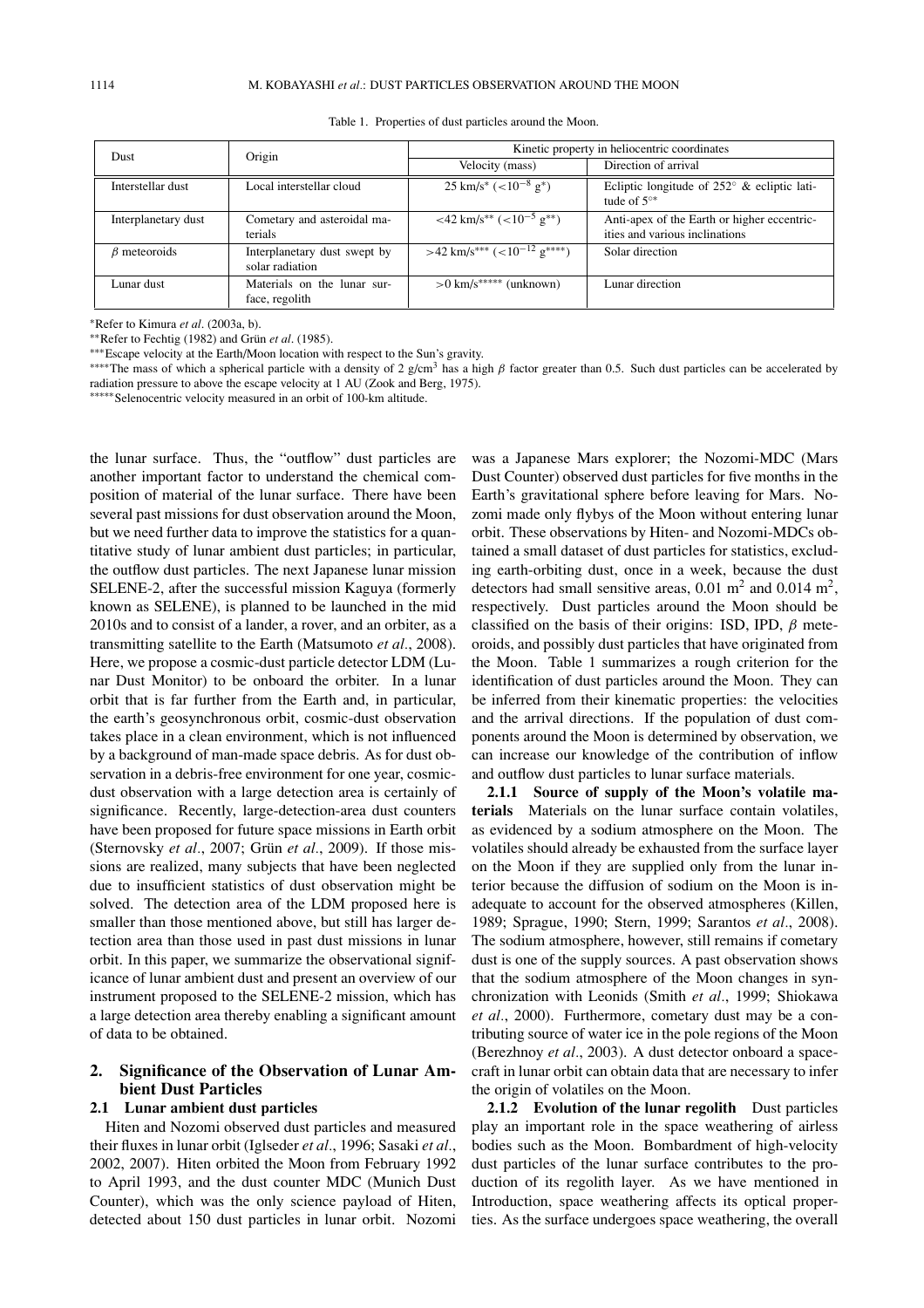Table 1. Properties of dust particles around the Moon.

| Dust | Origin | Kinetic property in heliocentric coordinates | |
|---|---|---|---|
| | | Velocity (mass) | Direction of arrival |
| Interstellar dust | Local interstellar cloud | 25 km/s* ($<10^{-8}$ g*) | Ecliptic longitude of 252° & ecliptic latitude of 5°* |
| Interplanetary dust | Cometary and asteroidal materials | $<$42 km/s** ($<10^{-5}$ g**) | Anti-apex of the Earth or higher eccentricities and various inclinations |
| $\beta$ meteoroids | Interplanetary dust swept by solar radiation | $>$42 km/s*** ($<10^{-12}$ g****) | Solar direction |
| Lunar dust | Materials on the lunar surface, regolith | $>$0 km/s***** (unknown) | Lunar direction |

*Refer to Kimura *et al*. (2003a, b).
**Refer to Fechtig (1982) and Grün *et al*. (1985).
***Escape velocity at the Earth/Moon location with respect to the Sun's gravity.
****The mass of which a spherical particle with a density of 2 g/cm$^3$ has a high $\beta$ factor greater than 0.5. Such dust particles can be accelerated by radiation pressure to above the escape velocity at 1 AU (Zook and Berg, 1975).
*****Selenocentric velocity measured in an orbit of 100-km altitude.

the lunar surface. Thus, the "outflow" dust particles are another important factor to understand the chemical composition of material of the lunar surface. There have been several past missions for dust observation around the Moon, but we need further data to improve the statistics for a quantitative study of lunar ambient dust particles; in particular, the outflow dust particles. The next Japanese lunar mission SELENE-2, after the successful mission Kaguya (formerly known as SELENE), is planned to be launched in the mid 2010s and to consist of a lander, a rover, and an orbiter, as a transmitting satellite to the Earth (Matsumoto *et al*., 2008). Here, we propose a cosmic-dust particle detector LDM (Lunar Dust Monitor) to be onboard the orbiter. In a lunar orbit that is far further from the Earth and, in particular, the earth's geosynchronous orbit, cosmic-dust observation takes place in a clean environment, which is not influenced by a background of man-made space debris. As for dust observation in a debris-free environment for one year, cosmic-dust observation with a large detection area is certainly of significance. Recently, large-detection-area dust counters have been proposed for future space missions in Earth orbit (Sternovsky *et al*., 2007; Grün *et al*., 2009). If those missions are realized, many subjects that have been neglected due to insufficient statistics of dust observation might be solved. The detection area of the LDM proposed here is smaller than those mentioned above, but still has larger detection area than those used in past dust missions in lunar orbit. In this paper, we summarize the observational significance of lunar ambient dust and present an overview of our instrument proposed to the SELENE-2 mission, which has a large detection area thereby enabling a significant amount of data to be obtained.

## 2. Significance of the Observation of Lunar Ambient Dust Particles

### 2.1 Lunar ambient dust particles

Hiten and Nozomi observed dust particles and measured their fluxes in lunar orbit (Iglseder *et al*., 1996; Sasaki *et al*., 2002, 2007). Hiten orbited the Moon from February 1992 to April 1993, and the dust counter MDC (Munich Dust Counter), which was the only science payload of Hiten, detected about 150 dust particles in lunar orbit. Nozomi was a Japanese Mars explorer; the Nozomi-MDC (Mars Dust Counter) observed dust particles for five months in the Earth's gravitational sphere before leaving for Mars. Nozomi made only flybys of the Moon without entering lunar orbit. These observations by Hiten- and Nozomi-MDCs obtained a small dataset of dust particles for statistics, excluding earth-orbiting dust, once in a week, because the dust detectors had small sensitive areas, 0.01 m$^2$ and 0.014 m$^2$, respectively. Dust particles around the Moon should be classified on the basis of their origins: ISD, IPD, $\beta$ meteoroids, and possibly dust particles that have originated from the Moon. Table 1 summarizes a rough criterion for the identification of dust particles around the Moon. They can be inferred from their kinematic properties: the velocities and the arrival directions. If the population of dust components around the Moon is determined by observation, we can increase our knowledge of the contribution of inflow and outflow dust particles to lunar surface materials.

**2.1.1 Source of supply of the Moon's volatile materials** Materials on the lunar surface contain volatiles, as evidenced by a sodium atmosphere on the Moon. The volatiles should already be exhausted from the surface layer on the Moon if they are supplied only from the lunar interior because the diffusion of sodium on the Moon is inadequate to account for the observed atmospheres (Killen, 1989; Sprague, 1990; Stern, 1999; Sarantos *et al*., 2008). The sodium atmosphere, however, still remains if cometary dust is one of the supply sources. A past observation shows that the sodium atmosphere of the Moon changes in synchronization with Leonids (Smith *et al*., 1999; Shiokawa *et al*., 2000). Furthermore, cometary dust may be a contributing source of water ice in the pole regions of the Moon (Berezhnoy *et al*., 2003). A dust detector onboard a spacecraft in lunar orbit can obtain data that are necessary to infer the origin of volatiles on the Moon.

**2.1.2 Evolution of the lunar regolith** Dust particles play an important role in the space weathering of airless bodies such as the Moon. Bombardment of high-velocity dust particles of the lunar surface contributes to the production of its regolith layer. As we have mentioned in Introduction, space weathering affects its optical properties. As the surface undergoes space weathering, the overall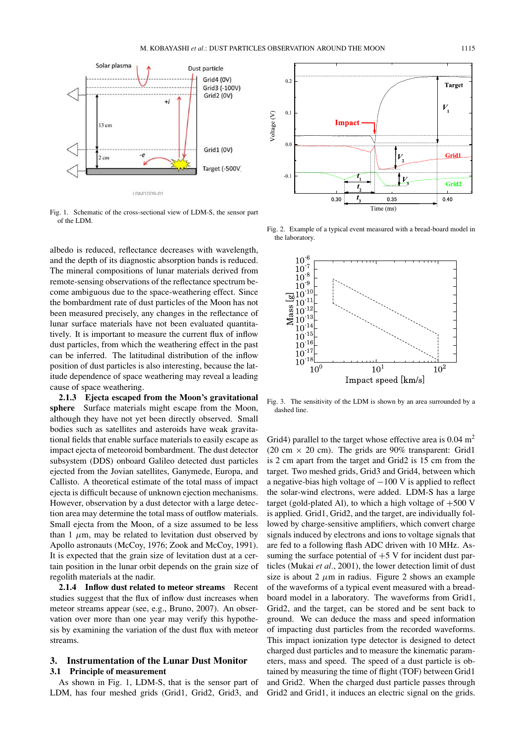Fig. 1. Schematic of the cross-sectional view of LDM-S, the sensor part of the LDM.

Fig. 2. Example of a typical event measured with a bread-board model in the laboratory.

Fig. 3. The sensitivity of the LDM is shown by an area surrounded by a dashed line.

albedo is reduced, reflectance decreases with wavelength, and the depth of its diagnostic absorption bands is reduced. The mineral compositions of lunar materials derived from remote-sensing observations of the reflectance spectrum become ambiguous due to the space-weathering effect. Since the bombardment rate of dust particles of the Moon has not been measured precisely, any changes in the reflectance of lunar surface materials have not been evaluated quantitatively. It is important to measure the current flux of inflow dust particles, from which the weathering effect in the past can be inferred. The latitudinal distribution of the inflow position of dust particles is also interesting, because the latitude dependence of space weathering may reveal a leading cause of space weathering.

**2.1.3 Ejecta escaped from the Moon's gravitational sphere** Surface materials might escape from the Moon, although they have not yet been directly observed. Small bodies such as satellites and asteroids have weak gravitational fields that enable surface materials to easily escape as impact ejecta of meteoroid bombardment. The dust detector subsystem (DDS) onboard Galileo detected dust particles ejected from the Jovian satellites, Ganymede, Europa, and Callisto. A theoretical estimate of the total mass of impact ejecta is difficult because of unknown ejection mechanisms. However, observation by a dust detector with a large detection area may determine the total mass of outflow materials. Small ejecta from the Moon, of a size assumed to be less than 1 $\mu$m, may be related to levitation dust observed by Apollo astronauts (McCoy, 1976; Zook and McCoy, 1991). It is expected that the grain size of levitation dust at a certain position in the lunar orbit depends on the grain size of regolith materials at the nadir.

**2.1.4 Inflow dust related to meteor streams** Recent studies suggest that the flux of inflow dust increases when meteor streams appear (see, e.g., Bruno, 2007). An observation over more than one year may verify this hypothesis by examining the variation of the dust flux with meteor streams.

## 3. Instrumentation of the Lunar Dust Monitor

### 3.1 Principle of measurement

As shown in Fig. 1, LDM-S, that is the sensor part of LDM, has four meshed grids (Grid1, Grid2, Grid3, and Grid4) parallel to the target whose effective area is 0.04 m$^2$ (20 cm $\times$ 20 cm). The grids are 90% transparent: Grid1 is 2 cm apart from the target and Grid2 is 15 cm from the target. Two meshed grids, Grid3 and Grid4, between which a negative-bias high voltage of $-100$ V is applied to reflect the solar-wind electrons, were added. LDM-S has a large target (gold-plated Al), to which a high voltage of $+500$ V is applied. Grid1, Grid2, and the target, are individually followed by charge-sensitive amplifiers, which convert charge signals induced by electrons and ions to voltage signals that are fed to a following flash ADC driven with 10 MHz. Assuming the surface potential of $+5$ V for incident dust particles (Mukai *et al.*, 2001), the lower detection limit of dust size is about 2 $\mu$m in radius. Figure 2 shows an example of the waveforms of a typical event measured with a breadboard model in a laboratory. The waveforms from Grid1, Grid2, and the target, can be stored and be sent back to ground. We can deduce the mass and speed information of impacting dust particles from the recorded waveforms. This impact ionization type detector is designed to detect charged dust particles and to measure the kinematic parameters, mass and speed. The speed of a dust particle is obtained by measuring the time of flight (TOF) between Grid1 and Grid2. When the charged dust particle passes through Grid2 and Grid1, it induces an electric signal on the grids.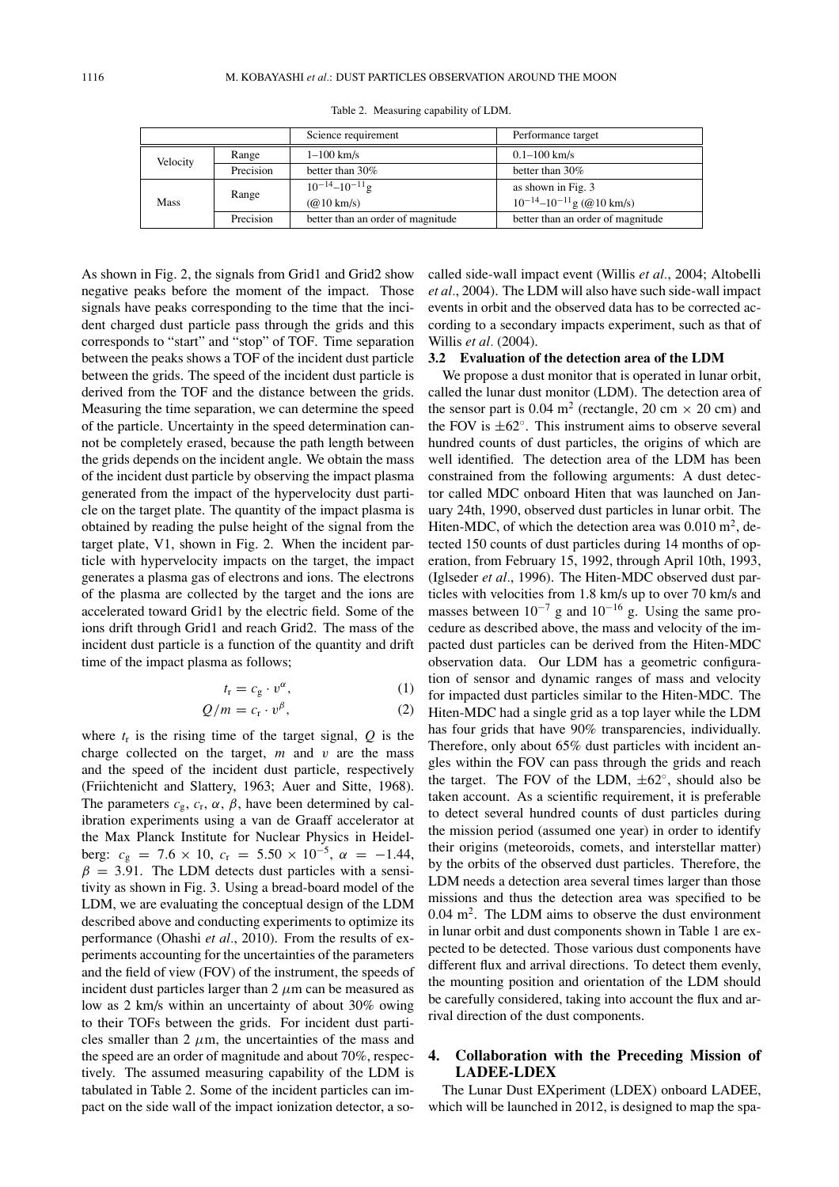Table 2. Measuring capability of LDM.

| | | Science requirement | Performance target |
|---|---|---|---|
| Velocity | Range | 1–100 km/s | 0.1–100 km/s |
| | Precision | better than 30% | better than 30% |
| Mass | Range | $10^{-14}$–$10^{-11}$g (@10 km/s) | as shown in Fig. 3 $10^{-14}$–$10^{-11}$g (@10 km/s) |
| | Precision | better than an order of magnitude | better than an order of magnitude |

As shown in Fig. 2, the signals from Grid1 and Grid2 show negative peaks before the moment of the impact. Those signals have peaks corresponding to the time that the incident charged dust particle pass through the grids and this corresponds to "start" and "stop" of TOF. Time separation between the peaks shows a TOF of the incident dust particle between the grids. The speed of the incident dust particle is derived from the TOF and the distance between the grids. Measuring the time separation, we can determine the speed of the particle. Uncertainty in the speed determination cannot be completely erased, because the path length between the grids depends on the incident angle. We obtain the mass of the incident dust particle by observing the impact plasma generated from the impact of the hypervelocity dust particle on the target plate. The quantity of the impact plasma is obtained by reading the pulse height of the signal from the target plate, V1, shown in Fig. 2. When the incident particle with hypervelocity impacts on the target, the impact generates a plasma gas of electrons and ions. The electrons of the plasma are collected by the target and the ions are accelerated toward Grid1 by the electric field. Some of the ions drift through Grid1 and reach Grid2. The mass of the incident dust particle is a function of the quantity and drift time of the impact plasma as follows;

$$t_r = c_g \cdot v^{\alpha}, \tag{1}$$

$$Q/m = c_r \cdot v^{\beta}, \tag{2}$$

where $t_r$ is the rising time of the target signal, $Q$ is the charge collected on the target, $m$ and $v$ are the mass and the speed of the incident dust particle, respectively (Friichtenicht and Slattery, 1963; Auer and Sitte, 1968). The parameters $c_g$, $c_r$, $\alpha$, $\beta$, have been determined by calibration experiments using a van de Graaff accelerator at the Max Planck Institute for Nuclear Physics in Heidelberg: $c_g = 7.6 \times 10$, $c_r = 5.50 \times 10^{-5}$, $\alpha = -1.44$, $\beta = 3.91$. The LDM detects dust particles with a sensitivity as shown in Fig. 3. Using a bread-board model of the LDM, we are evaluating the conceptual design of the LDM described above and conducting experiments to optimize its performance (Ohashi *et al*., 2010). From the results of experiments accounting for the uncertainties of the parameters and the field of view (FOV) of the instrument, the speeds of incident dust particles larger than 2 $\mu$m can be measured as low as 2 km/s within an uncertainty of about 30% owing to their TOFs between the grids. For incident dust particles smaller than 2 $\mu$m, the uncertainties of the mass and the speed are an order of magnitude and about 70%, respectively. The assumed measuring capability of the LDM is tabulated in Table 2. Some of the incident particles can impact on the side wall of the impact ionization detector, a so-called side-wall impact event (Willis *et al*., 2004; Altobelli *et al*., 2004). The LDM will also have such side-wall impact events in orbit and the observed data has to be corrected according to a secondary impacts experiment, such as that of Willis *et al*. (2004).

### 3.2 Evaluation of the detection area of the LDM

We propose a dust monitor that is operated in lunar orbit, called the lunar dust monitor (LDM). The detection area of the sensor part is 0.04 m$^2$ (rectangle, 20 cm × 20 cm) and the FOV is ±62°. This instrument aims to observe several hundred counts of dust particles, the origins of which are well identified. The detection area of the LDM has been constrained from the following arguments: A dust detector called MDC onboard Hiten that was launched on January 24th, 1990, observed dust particles in lunar orbit. The Hiten-MDC, of which the detection area was 0.010 m$^2$, detected 150 counts of dust particles during 14 months of operation, from February 15, 1992, through April 10th, 1993, (Iglseder *et al*., 1996). The Hiten-MDC observed dust particles with velocities from 1.8 km/s up to over 70 km/s and masses between $10^{-7}$ g and $10^{-16}$ g. Using the same procedure as described above, the mass and velocity of the impacted dust particles can be derived from the Hiten-MDC observation data. Our LDM has a geometric configuration of sensor and dynamic ranges of mass and velocity for impacted dust particles similar to the Hiten-MDC. The Hiten-MDC had a single grid as a top layer while the LDM has four grids that have 90% transparencies, individually. Therefore, only about 65% dust particles with incident angles within the FOV can pass through the grids and reach the target. The FOV of the LDM, ±62°, should also be taken account. As a scientific requirement, it is preferable to detect several hundred counts of dust particles during the mission period (assumed one year) in order to identify their origins (meteoroids, comets, and interstellar matter) by the orbits of the observed dust particles. Therefore, the LDM needs a detection area several times larger than those missions and thus the detection area was specified to be 0.04 m$^2$. The LDM aims to observe the dust environment in lunar orbit and dust components shown in Table 1 are expected to be detected. Those various dust components have different flux and arrival directions. To detect them evenly, the mounting position and orientation of the LDM should be carefully considered, taking into account the flux and arrival direction of the dust components.

## 4. Collaboration with the Preceding Mission of LADEE-LDEX

The Lunar Dust EXperiment (LDEX) onboard LADEE, which will be launched in 2012, is designed to map the spa-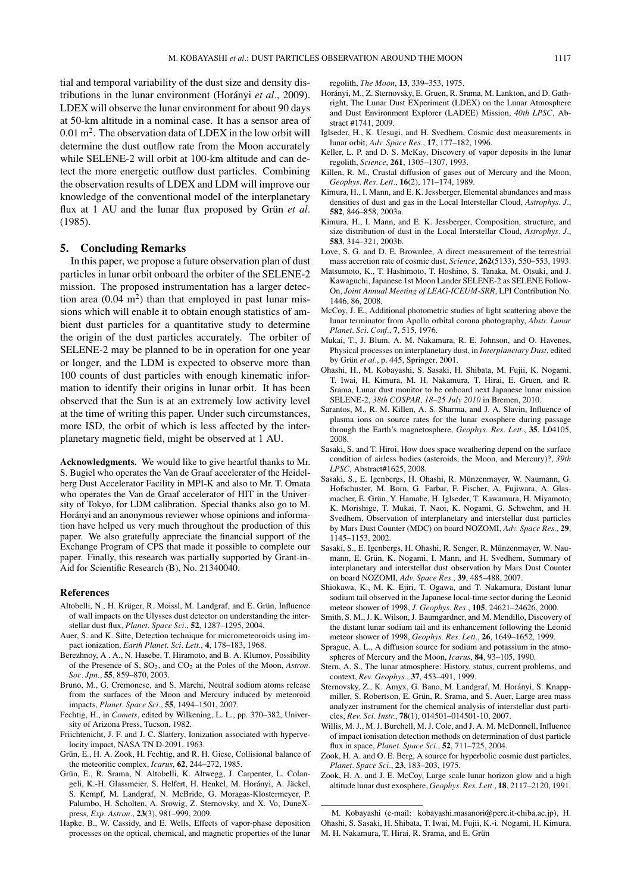tial and temporal variability of the dust size and density distributions in the lunar environment (Horányi *et al*., 2009). LDEX will observe the lunar environment for about 90 days at 50-km altitude in a nominal case. It has a sensor area of 0.01 $m^2$. The observation data of LDEX in the low orbit will determine the dust outflow rate from the Moon accurately while SELENE-2 will orbit at 100-km altitude and can detect the more energetic outflow dust particles. Combining the observation results of LDEX and LDM will improve our knowledge of the conventional model of the interplanetary flux at 1 AU and the lunar flux proposed by Grün *et al*. (1985).

## 5. Concluding Remarks

In this paper, we propose a future observation plan of dust particles in lunar orbit onboard the orbiter of the SELENE-2 mission. The proposed instrumentation has a larger detection area (0.04 $m^2$) than that employed in past lunar missions which will enable it to obtain enough statistics of ambient dust particles for a quantitative study to determine the origin of the dust particles accurately. The orbiter of SELENE-2 may be planned to be in operation for one year or longer, and the LDM is expected to observe more than 100 counts of dust particles with enough kinematic information to identify their origins in lunar orbit. It has been observed that the Sun is at an extremely low activity level at the time of writing this paper. Under such circumstances, more ISD, the orbit of which is less affected by the interplanetary magnetic field, might be observed at 1 AU.

**Acknowledgments.** We would like to give heartful thanks to Mr. S. Bugiel who operates the Van de Graaf accelerater of the Heidelberg Dust Accelerator Facility in MPI-K and also to Mr. T. Omata who operates the Van de Graaf accelerator of HIT in the University of Tokyo, for LDM calibration. Special thanks also go to M. Horányi and an anonymous reviewer whose opinions and information have helped us very much throughout the production of this paper. We also gratefully appreciate the financial support of the Exchange Program of CPS that made it possible to complete our paper. Finally, this research was partially supported by Grant-in-Aid for Scientific Research (B), No. 21340040.

### References

Altobelli, N., H. Krüger, R. Moissl, M. Landgraf, and E. Grün, Influence of wall impacts on the Ulysses dust detector on understanding the interstellar dust flux, *Planet. Space Sci*., **52**, 1287–1295, 2004.

Auer, S. and K. Sitte, Detection technique for micrometeoroids using impact ionization, *Earth Planet. Sci. Lett*., **4**, 178–183, 1968.

Berezhnoy, A . A., N. Hasebe, T. Hiramoto, and B. A. Klumov, Possibility of the Presence of S, $SO_2$, and $CO_2$ at the Poles of the Moon, *Astron. Soc. Jpn*., **55**, 859–870, 2003.

Bruno, M., G. Cremonese, and S. Marchi, Neutral sodium atoms release from the surfaces of the Moon and Mercury induced by meteoroid impacts, *Planet. Space Sci*., **55**, 1494–1501, 2007.

Fechtig, H., in *Comets*, edited by Wilkening, L. L., pp. 370–382, University of Arizona Press, Tucson, 1982.

Friichtenicht, J. F. and J. C. Slattery, Ionization associated with hypervelocity impact, NASA TN D-2091, 1963.

Grün, E., H. A. Zook, H. Fechtig, and R. H. Giese, Collisional balance of the meteoritic complex, *Icarus*, **62**, 244–272, 1985.

Grün, E., R. Srama, N. Altobelli, K. Altwegg, J. Carpenter, L. Colangeli, K.-H. Glassmeier, S. Helfert, H. Henkel, M. Horányi, A. Jäckel, S. Kempf, M. Landgraf, N. McBride, G. Moragas-Klostermeyer, P. Palumbo, H. Scholten, A. Srowig, Z. Sternovsky, and X. Vo, DuneXpress, *Exp. Astron*., **23**(3), 981–999, 2009.

Hapke, B., W. Cassidy, and E. Wells, Effects of vapor-phase deposition processes on the optical, chemical, and magnetic properties of the lunar regolith, *The Moon*, **13**, 339–353, 1975.

Horányi, M., Z. Sternovsky, E. Gruen, R. Srama, M. Lankton, and D. Gathright, The Lunar Dust EXperiment (LDEX) on the Lunar Atmosphere and Dust Environment Explorer (LADEE) Mission, *40th LPSC*, Abstract #1741, 2009.

Iglseder, H., K. Uesugi, and H. Svedhem, Cosmic dust measurements in lunar orbit, *Adv. Space Res*., **17**, 177–182, 1996.

Keller, L. P. and D. S. McKay, Discovery of vapor deposits in the lunar regolith, *Science*, **261**, 1305–1307, 1993.

Killen, R. M., Crustal diffusion of gases out of Mercury and the Moon, *Geophys. Res. Lett*., **16**(2), 171–174, 1989.

Kimura, H., I. Mann, and E. K. Jessberger, Elemental abundances and mass densities of dust and gas in the Local Interstellar Cloud, *Astrophys. J*., **582**, 846–858, 2003a.

Kimura, H., I. Mann, and E. K. Jessberger, Composition, structure, and size distribution of dust in the Local Interstellar Cloud, *Astrophys. J*., **583**, 314–321, 2003b.

Love, S. G. and D. E. Brownlee, A direct measurement of the terrestrial mass accretion rate of cosmic dust, *Science*, **262**(5133), 550–553, 1993.

Matsumoto, K., T. Hashimoto, T. Hoshino, S. Tanaka, M. Otsuki, and J. Kawaguchi, Japanese 1st Moon Lander SELENE-2 as SELENE Follow-On, *Joint Annual Meeting of LEAG-ICEUM-SRR*, LPI Contribution No. 1446, 86, 2008.

McCoy, J. E., Additional photometric studies of light scattering above the lunar terminator from Apollo orbital corona photography, *Abstr. Lunar Planet. Sci. Conf.*, **7**, 515, 1976.

Mukai, T., J. Blum, A. M. Nakamura, R. E. Johnson, and O. Havenes, Physical processes on interplanetary dust, in *Interplanetary Dust*, edited by Grün *et al*., p. 445, Springer, 2001.

Ohashi, H., M. Kobayashi, S. Sasaki, H. Shibata, M. Fujii, K. Nogami, T. Iwai, H. Kimura, M. H. Nakamura, T. Hirai, E. Gruen, and R. Srama, Lunar dust monitor to be onboard next Japanese lunar mission SELENE-2, *38th COSPAR, 18–25 July 2010* in Bremen, 2010.

Sarantos, M., R. M. Killen, A. S. Sharma, and J. A. Slavin, Influence of plasma ions on source rates for the lunar exosphere during passage through the Earth's magnetosphere, *Geophys. Res. Lett*., **35**, L04105, 2008.

Sasaki, S. and T. Hiroi, How does space weathering depend on the surface condition of airless bodies (asteroids, the Moon, and Mercury)?, *39th LPSC*, Abstract#1625, 2008.

Sasaki, S., E. Igenbergs, H. Ohashi, R. Münzenmayer, W. Naumann, G. Hofschuster, M. Born, G. Farbar, F. Fischer, A. Fujiwara, A. Glasmacher, E. Grün, Y. Hamabe, H. Iglseder, T. Kawamura, H. Miyamoto, K. Morishige, T. Mukai, T. Naoi, K. Nogami, G. Schwehm, and H. Svedhem, Observation of interplanetary and interstellar dust particles by Mars Dust Counter (MDC) on board NOZOMI, *Adv. Space Res*., **29**, 1145–1153, 2002.

Sasaki, S., E. Igenbergs, H. Ohashi, R. Senger, R. Münzenmayer, W. Naumann, E. Grün, K. Nogami, I. Mann, and H. Svedhem, Summary of interplanetary and interstellar dust observation by Mars Dust Counter on board NOZOMI, *Adv. Space Res*., **39**, 485–488, 2007.

Shiokawa, K., M. K. Ejiri, T. Ogawa, and T. Nakamura, Distant lunar sodium tail observed in the Japanese local-time sector during the Leonid meteor shower of 1998, *J. Geophys. Res*., **105**, 24621–24626, 2000.

Smith, S. M., J. K. Wilson, J. Baumgardner, and M. Mendillo, Discovery of the distant lunar sodium tail and its enhancement following the Leonid meteor shower of 1998, *Geophys. Res. Lett*., **26**, 1649–1652, 1999.

Sprague, A. L., A diffusion source for sodium and potassium in the atmospheres of Mercury and the Moon, *Icarus*, **84**, 93–105, 1990.

Stern, A. S., The lunar atmosphere: History, status, current problems, and context, *Rev. Geophys*., **37**, 453–491, 1999.

Sternovsky, Z., K. Amyx, G. Bano, M. Landgraf, M. Horányi, S. Knappmiller, S. Robertson, E. Grün, R. Srama, and S. Auer, Large area mass analyzer instrument for the chemical analysis of interstellar dust particles, *Rev. Sci. Instr*., **78**(1), 014501–014501-10, 2007.

Willis, M. J., M. J. Burchell, M. J. Cole, and J. A. M. McDonnell, Influence of impact ionisation detection methods on determination of dust particle flux in space, *Planet. Space Sci*., **52**, 711–725, 2004.

Zook, H. A. and O. E. Berg, A source for hyperbolic cosmic dust particles, *Planet. Space Sci*., **23**, 183–203, 1975.

Zook, H. A. and J. E. McCoy, Large scale lunar horizon glow and a high altitude lunar dust exosphere, *Geophys. Res. Lett*., **18**, 2117–2120, 1991.

---

M. Kobayashi (e-mail: kobayashi.masanori@perc.it-chiba.ac.jp), H. Ohashi, S. Sasaki, H. Shibata, T. Iwai, M. Fujii, K.-i. Nogami, H. Kimura, M. H. Nakamura, T. Hirai, R. Srama, and E. Grün